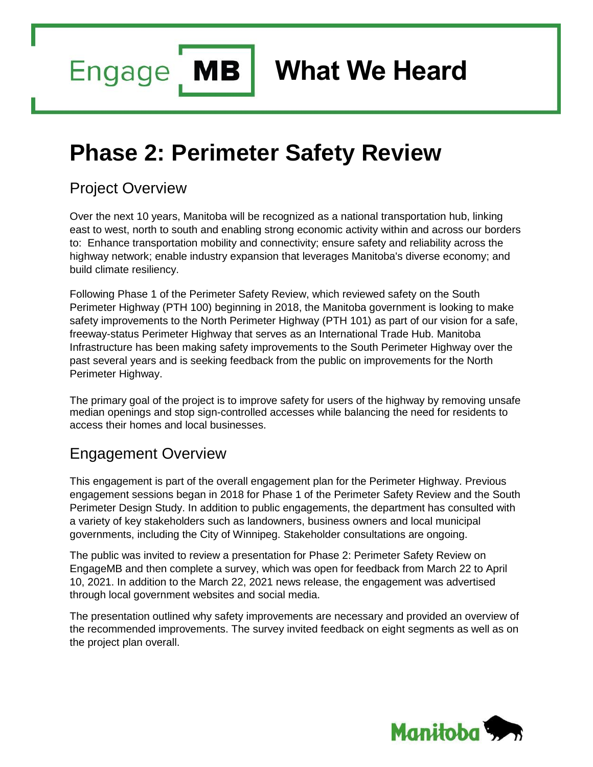Engage **MB** **What We Heard**

# Phase 2: Perimeter Safety Review

## Project Overview

Over the next 10 years, Manitoba will be recognized as a national transportation hub, linking east to west, north to south and enabling strong economic activity within and across our borders to: Enhance transportation mobility and connectivity; ensure safety and reliability across the highway network; enable industry expansion that leverages Manitoba's diverse economy; and build climate resiliency.

Following Phase 1 of the Perimeter Safety Review, which reviewed safety on the South Perimeter Highway (PTH 100) beginning in 2018, the Manitoba government is looking to make safety improvements to the North Perimeter Highway (PTH 101) as part of our vision for a safe, freeway-status Perimeter Highway that serves as an International Trade Hub. Manitoba Infrastructure has been making safety improvements to the South Perimeter Highway over the past several years and is seeking feedback from the public on improvements for the North Perimeter Highway.

The primary goal of the project is to improve safety for users of the highway by removing unsafe median openings and stop sign-controlled accesses while balancing the need for residents to access their homes and local businesses.

## Engagement Overview

This engagement is part of the overall engagement plan for the Perimeter Highway. Previous engagement sessions began in 2018 for Phase 1 of the Perimeter Safety Review and the South Perimeter Design Study. In addition to public engagements, the department has consulted with a variety of key stakeholders such as landowners, business owners and local municipal governments, including the City of Winnipeg. Stakeholder consultations are ongoing.

The public was invited to review a presentation for Phase 2: Perimeter Safety Review on EngageMB and then complete a survey, which was open for feedback from March 22 to April 10, 2021. In addition to the March 22, 2021 news release, the engagement was advertised through local government websites and social media.

The presentation outlined why safety improvements are necessary and provided an overview of the recommended improvements. The survey invited feedback on eight segments as well as on the project plan overall.

Manitoba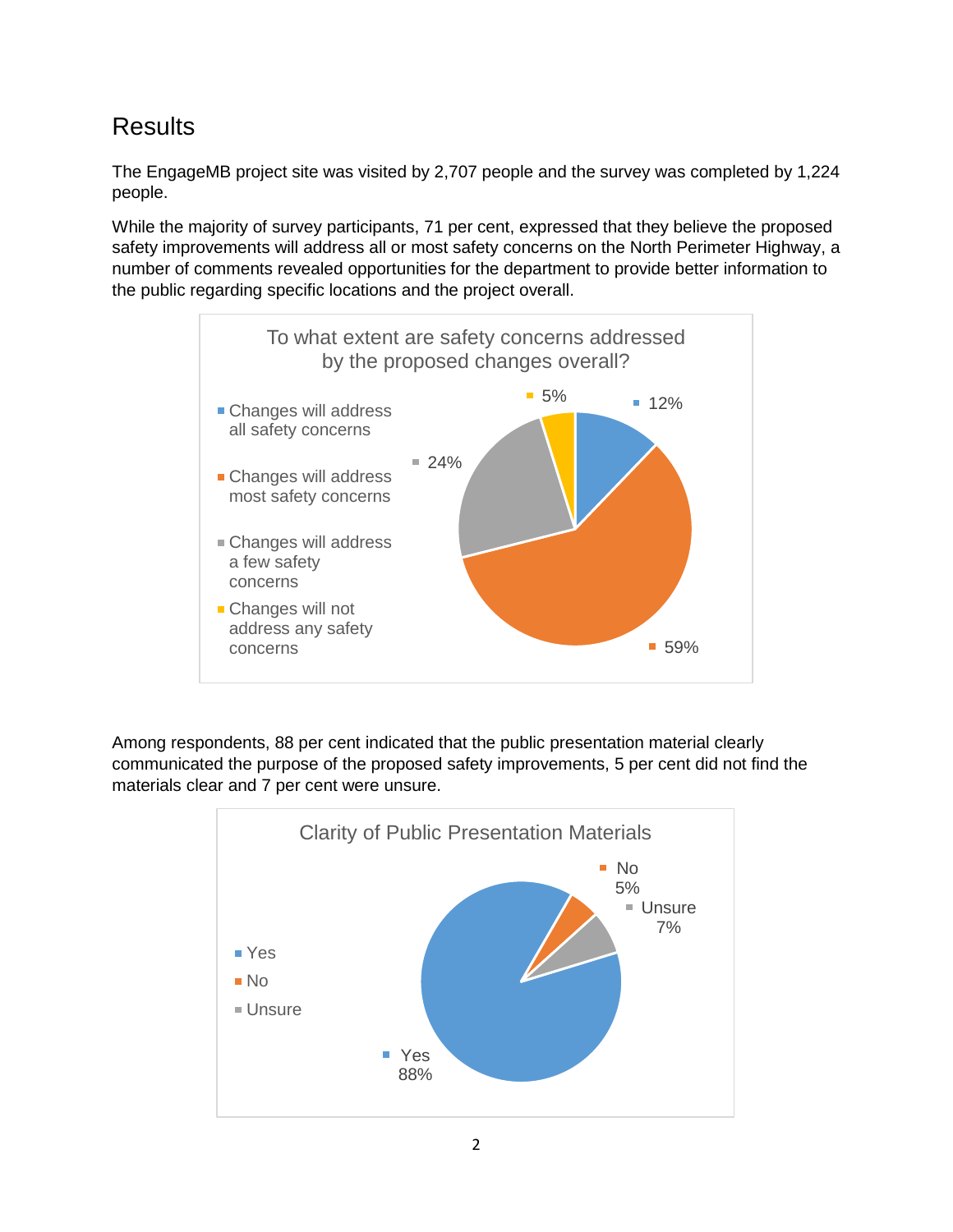## Results

The EngageMB project site was visited by 2,707 people and the survey was completed by 1,224 people.

While the majority of survey participants, 71 per cent, expressed that they believe the proposed safety improvements will address all or most safety concerns on the North Perimeter Highway, a number of comments revealed opportunities for the department to provide better information to the public regarding specific locations and the project overall.

To what extent are safety concerns addressed by the proposed changes overall?

- Changes will address all safety concerns: 12%
- Changes will address most safety concerns: 59%
- Changes will address a few safety concerns: 24%
- Changes will not address any safety concerns: 5%

Among respondents, 88 per cent indicated that the public presentation material clearly communicated the purpose of the proposed safety improvements, 5 per cent did not find the materials clear and 7 per cent were unsure.

Clarity of Public Presentation Materials

- Yes: 88%
- No: 5%
- Unsure: 7%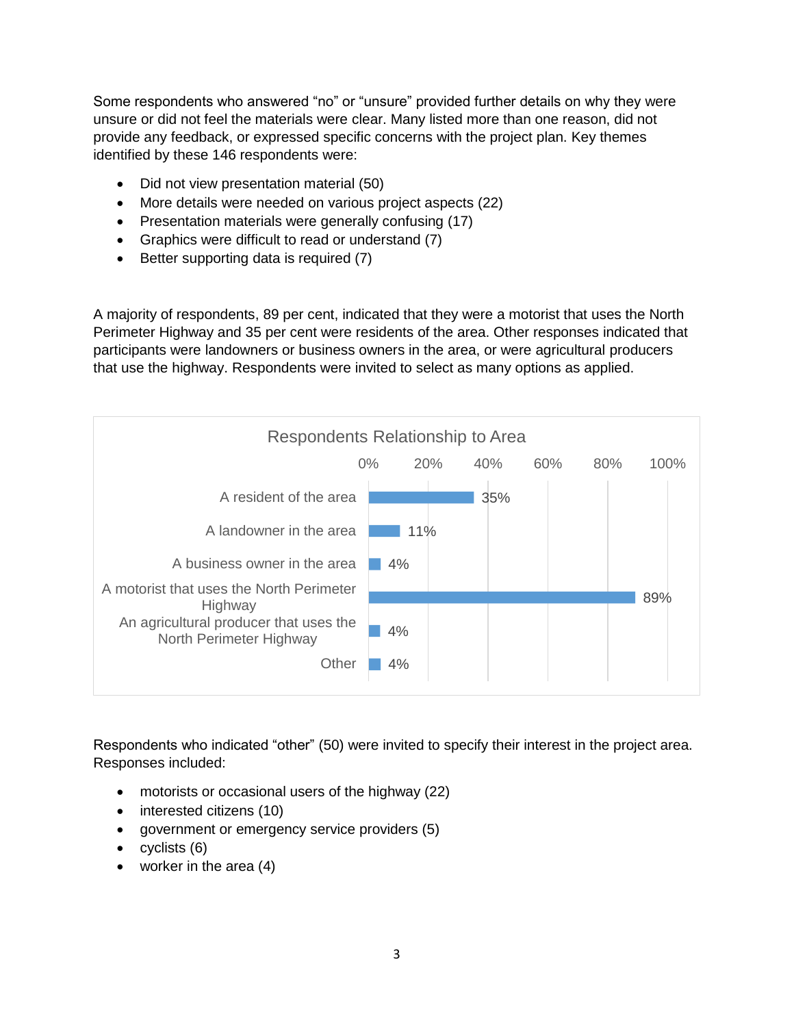Some respondents who answered "no" or "unsure" provided further details on why they were unsure or did not feel the materials were clear. Many listed more than one reason, did not provide any feedback, or expressed specific concerns with the project plan. Key themes identified by these 146 respondents were:

- Did not view presentation material (50)
- More details were needed on various project aspects (22)
- Presentation materials were generally confusing (17)
- Graphics were difficult to read or understand (7)
- Better supporting data is required (7)

A majority of respondents, 89 per cent, indicated that they were a motorist that uses the North Perimeter Highway and 35 per cent were residents of the area. Other responses indicated that participants were landowners or business owners in the area, or were agricultural producers that use the highway. Respondents were invited to select as many options as applied.

**Respondents Relationship to Area**

| Relationship | Percentage |
|---|---|
| A resident of the area | 35% |
| A landowner in the area | 11% |
| A business owner in the area | 4% |
| A motorist that uses the North Perimeter Highway | 89% |
| An agricultural producer that uses the North Perimeter Highway | 4% |
| Other | 4% |

Respondents who indicated "other" (50) were invited to specify their interest in the project area. Responses included:

- motorists or occasional users of the highway (22)
- interested citizens (10)
- government or emergency service providers (5)
- cyclists (6)
- worker in the area (4)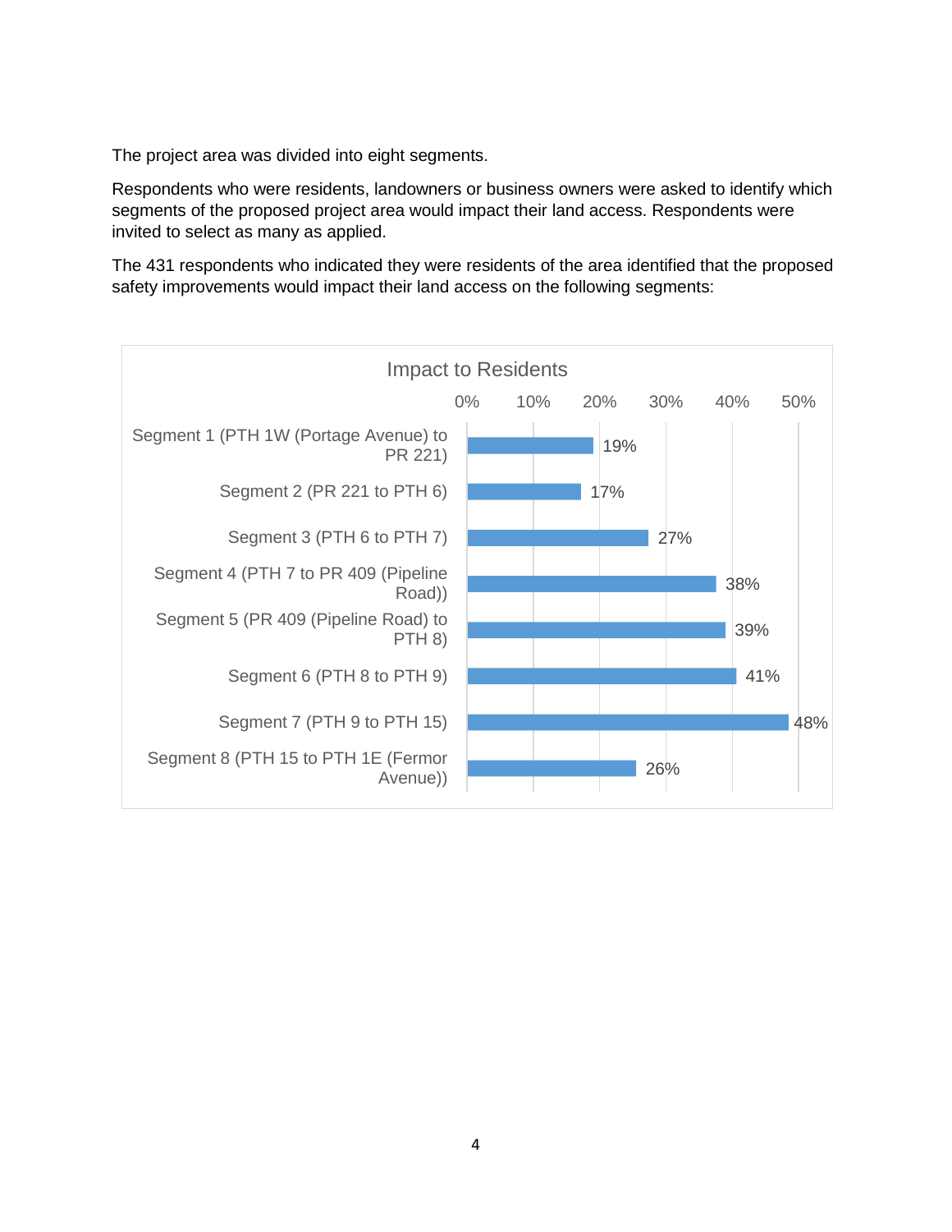The project area was divided into eight segments.

Respondents who were residents, landowners or business owners were asked to identify which segments of the proposed project area would impact their land access. Respondents were invited to select as many as applied.

The 431 respondents who indicated they were residents of the area identified that the proposed safety improvements would impact their land access on the following segments:

**Impact to Residents**

| Segment | Percentage |
|---|---|
| Segment 1 (PTH 1W (Portage Avenue) to PR 221) | 19% |
| Segment 2 (PR 221 to PTH 6) | 17% |
| Segment 3 (PTH 6 to PTH 7) | 27% |
| Segment 4 (PTH 7 to PR 409 (Pipeline Road)) | 38% |
| Segment 5 (PR 409 (Pipeline Road) to PTH 8) | 39% |
| Segment 6 (PTH 8 to PTH 9) | 41% |
| Segment 7 (PTH 9 to PTH 15) | 48% |
| Segment 8 (PTH 15 to PTH 1E (Fermor Avenue)) | 26% |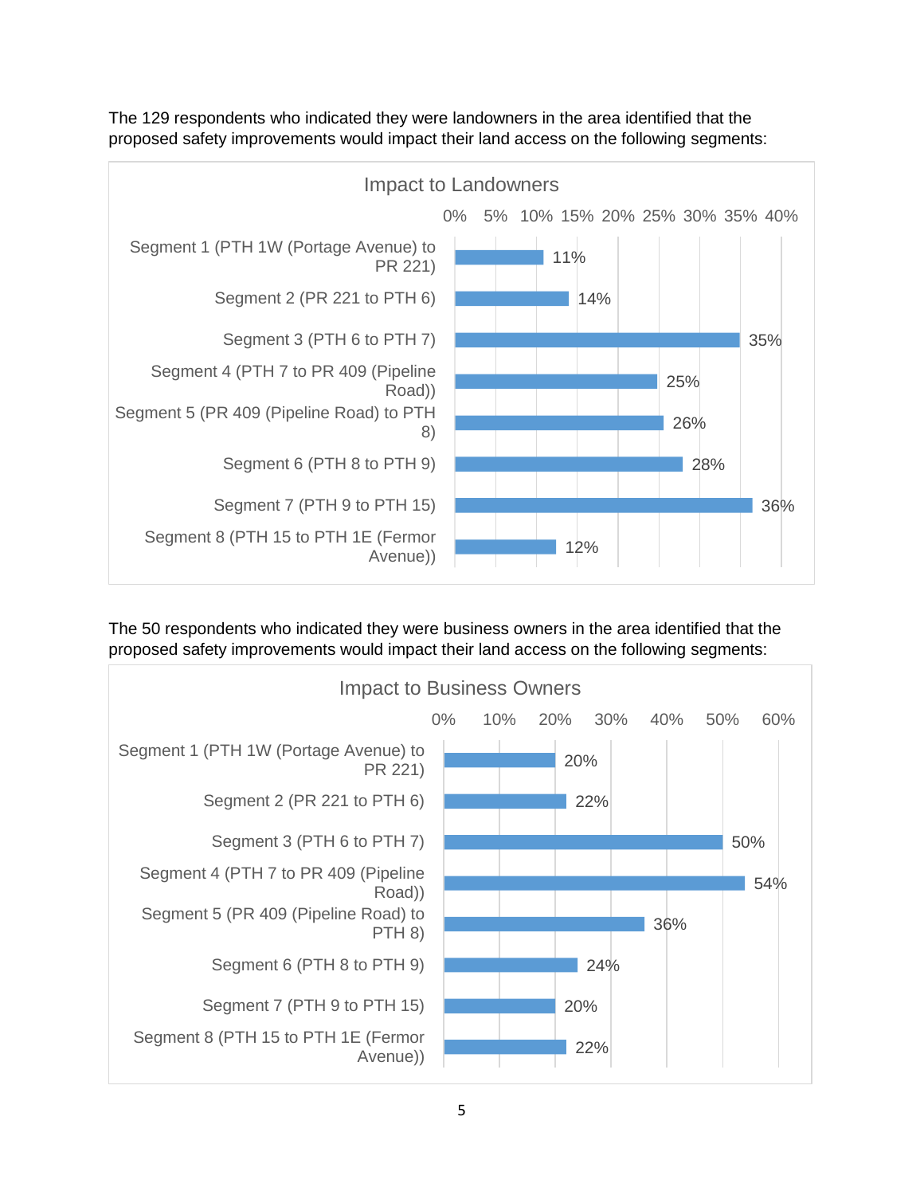The 129 respondents who indicated they were landowners in the area identified that the proposed safety improvements would impact their land access on the following segments:

**Impact to Landowners**

| Segment | Percentage |
|---|---|
| Segment 1 (PTH 1W (Portage Avenue) to PR 221) | 11% |
| Segment 2 (PR 221 to PTH 6) | 14% |
| Segment 3 (PTH 6 to PTH 7) | 35% |
| Segment 4 (PTH 7 to PR 409 (Pipeline Road)) | 25% |
| Segment 5 (PR 409 (Pipeline Road) to PTH 8) | 26% |
| Segment 6 (PTH 8 to PTH 9) | 28% |
| Segment 7 (PTH 9 to PTH 15) | 36% |
| Segment 8 (PTH 15 to PTH 1E (Fermor Avenue)) | 12% |

The 50 respondents who indicated they were business owners in the area identified that the proposed safety improvements would impact their land access on the following segments:

**Impact to Business Owners**

| Segment | Percentage |
|---|---|
| Segment 1 (PTH 1W (Portage Avenue) to PR 221) | 20% |
| Segment 2 (PR 221 to PTH 6) | 22% |
| Segment 3 (PTH 6 to PTH 7) | 50% |
| Segment 4 (PTH 7 to PR 409 (Pipeline Road)) | 54% |
| Segment 5 (PR 409 (Pipeline Road) to PTH 8) | 36% |
| Segment 6 (PTH 8 to PTH 9) | 24% |
| Segment 7 (PTH 9 to PTH 15) | 20% |
| Segment 8 (PTH 15 to PTH 1E (Fermor Avenue)) | 22% |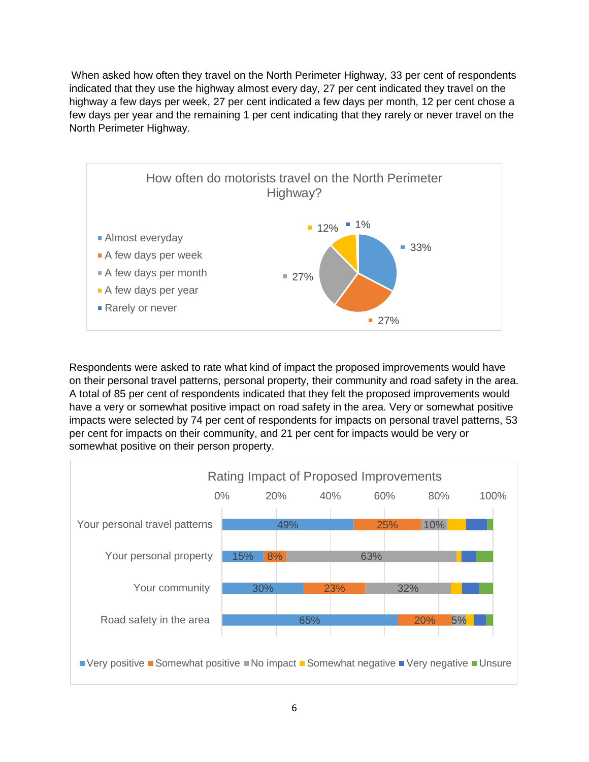When asked how often they travel on the North Perimeter Highway, 33 per cent of respondents indicated that they use the highway almost every day, 27 per cent indicated they travel on the highway a few days per week, 27 per cent indicated a few days per month, 12 per cent chose a few days per year and the remaining 1 per cent indicating that they rarely or never travel on the North Perimeter Highway.

**How often do motorists travel on the North Perimeter Highway?**

| Response | Per cent |
|---|---|
| Almost everyday | 33% |
| A few days per week | 27% |
| A few days per month | 27% |
| A few days per year | 12% |
| Rarely or never | 1% |

Respondents were asked to rate what kind of impact the proposed improvements would have on their personal travel patterns, personal property, their community and road safety in the area. A total of 85 per cent of respondents indicated that they felt the proposed improvements would have a very or somewhat positive impact on road safety in the area. Very or somewhat positive impacts were selected by 74 per cent of respondents for impacts on personal travel patterns, 53 per cent for impacts on their community, and 21 per cent for impacts would be very or somewhat positive on their person property.

**Rating Impact of Proposed Improvements**

| | Very positive | Somewhat positive | No impact | Somewhat negative | Very negative | Unsure |
|---|---|---|---|---|---|---|
| Your personal travel patterns | 49% | 25% | 10% | | | |
| Your personal property | 15% | 8% | 63% | | | |
| Your community | 30% | 23% | 32% | | | |
| Road safety in the area | 65% | 20% | 5% | | | |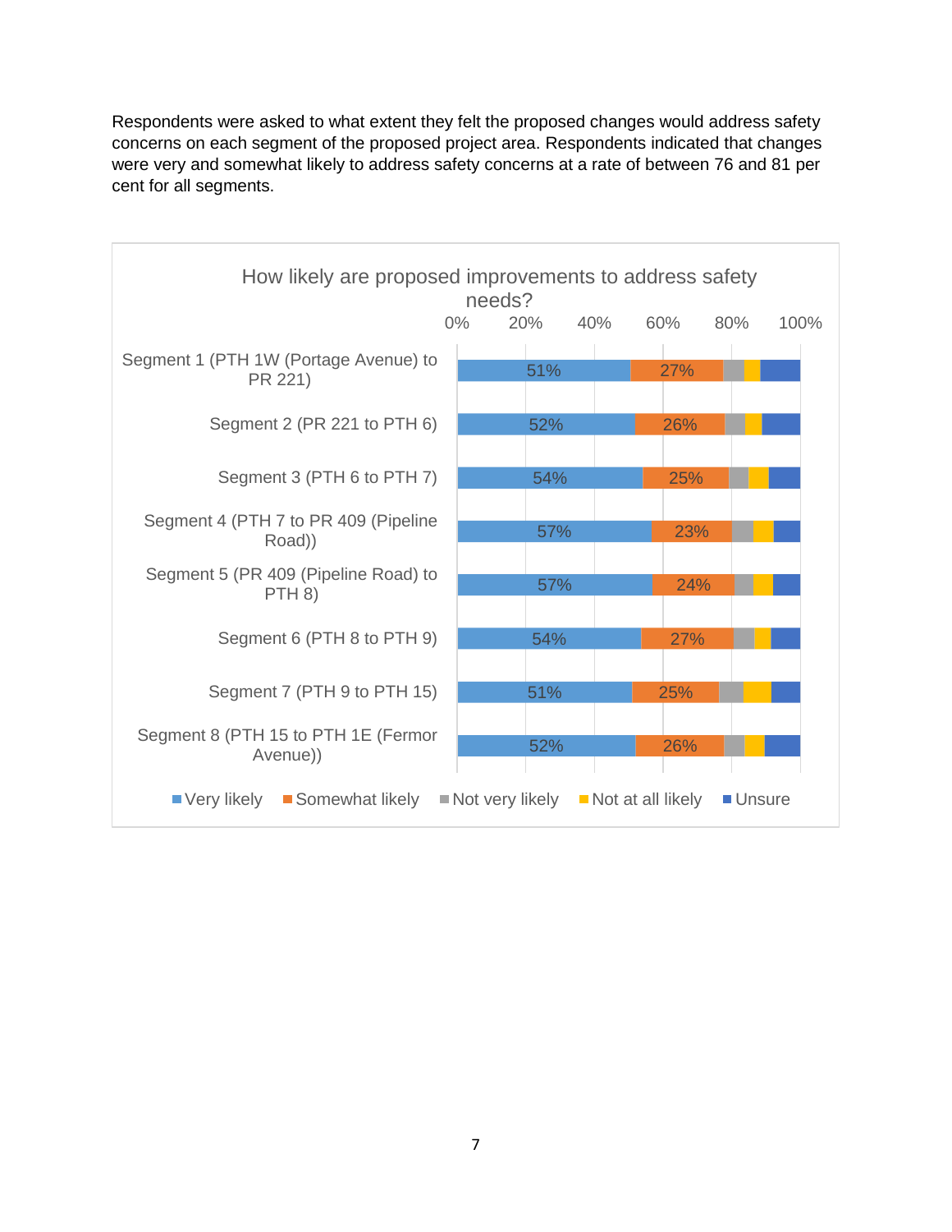Respondents were asked to what extent they felt the proposed changes would address safety concerns on each segment of the proposed project area. Respondents indicated that changes were very and somewhat likely to address safety concerns at a rate of between 76 and 81 per cent for all segments.

**How likely are proposed improvements to address safety needs?**

| Segment | Very likely | Somewhat likely |
|---|---|---|
| Segment 1 (PTH 1W (Portage Avenue) to PR 221) | 51% | 27% |
| Segment 2 (PR 221 to PTH 6) | 52% | 26% |
| Segment 3 (PTH 6 to PTH 7) | 54% | 25% |
| Segment 4 (PTH 7 to PR 409 (Pipeline Road)) | 57% | 23% |
| Segment 5 (PR 409 (Pipeline Road) to PTH 8) | 57% | 24% |
| Segment 6 (PTH 8 to PTH 9) | 54% | 27% |
| Segment 7 (PTH 9 to PTH 15) | 51% | 25% |
| Segment 8 (PTH 15 to PTH 1E (Fermor Avenue)) | 52% | 26% |

Legend: Very likely, Somewhat likely, Not very likely, Not at all likely, Unsure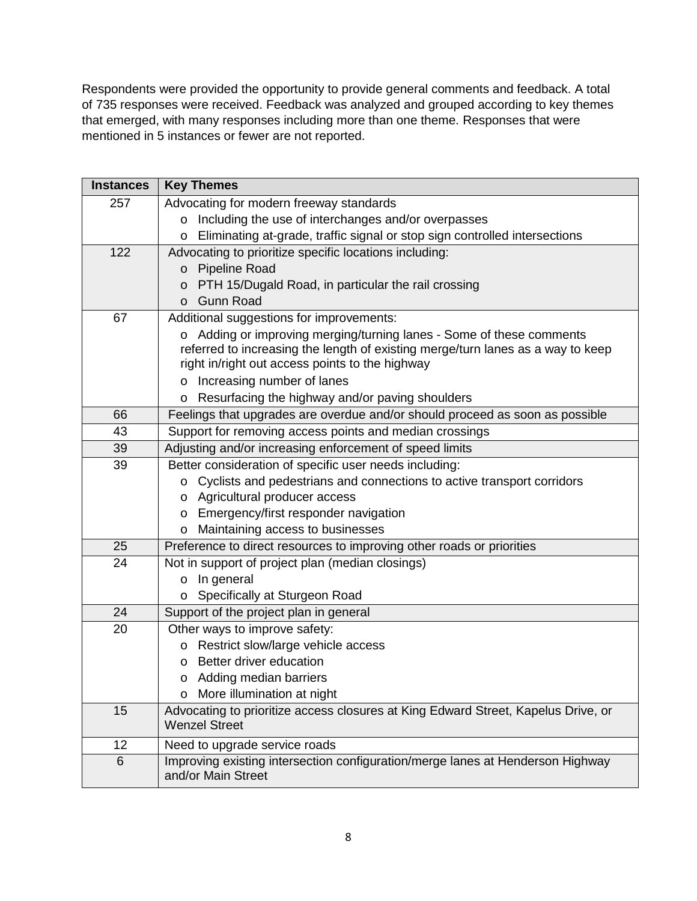Respondents were provided the opportunity to provide general comments and feedback. A total of 735 responses were received. Feedback was analyzed and grouped according to key themes that emerged, with many responses including more than one theme. Responses that were mentioned in 5 instances or fewer are not reported.

| Instances | Key Themes |
|---|---|
| 257 | Advocating for modern freeway standards<br>o Including the use of interchanges and/or overpasses<br>o Eliminating at-grade, traffic signal or stop sign controlled intersections |
| 122 | Advocating to prioritize specific locations including:<br>o Pipeline Road<br>o PTH 15/Dugald Road, in particular the rail crossing<br>o Gunn Road |
| 67 | Additional suggestions for improvements:<br>o Adding or improving merging/turning lanes - Some of these comments referred to increasing the length of existing merge/turn lanes as a way to keep right in/right out access points to the highway<br>o Increasing number of lanes<br>o Resurfacing the highway and/or paving shoulders |
| 66 | Feelings that upgrades are overdue and/or should proceed as soon as possible |
| 43 | Support for removing access points and median crossings |
| 39 | Adjusting and/or increasing enforcement of speed limits |
| 39 | Better consideration of specific user needs including:<br>o Cyclists and pedestrians and connections to active transport corridors<br>o Agricultural producer access<br>o Emergency/first responder navigation<br>o Maintaining access to businesses |
| 25 | Preference to direct resources to improving other roads or priorities |
| 24 | Not in support of project plan (median closings)<br>o In general<br>o Specifically at Sturgeon Road |
| 24 | Support of the project plan in general |
| 20 | Other ways to improve safety:<br>o Restrict slow/large vehicle access<br>o Better driver education<br>o Adding median barriers<br>o More illumination at night |
| 15 | Advocating to prioritize access closures at King Edward Street, Kapelus Drive, or Wenzel Street |
| 12 | Need to upgrade service roads |
| 6 | Improving existing intersection configuration/merge lanes at Henderson Highway and/or Main Street |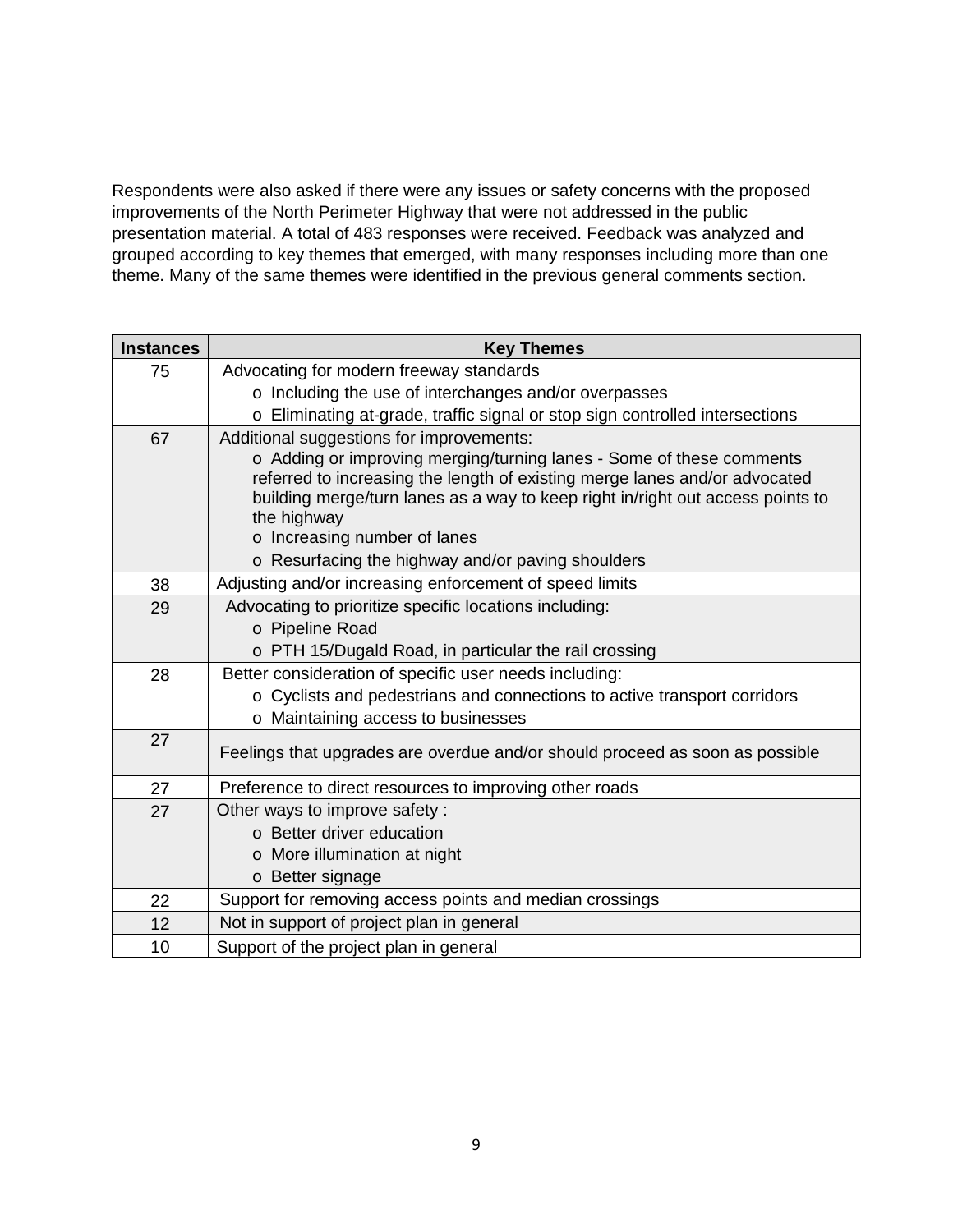Respondents were also asked if there were any issues or safety concerns with the proposed improvements of the North Perimeter Highway that were not addressed in the public presentation material. A total of 483 responses were received. Feedback was analyzed and grouped according to key themes that emerged, with many responses including more than one theme. Many of the same themes were identified in the previous general comments section.

| Instances | Key Themes |
|---|---|
| 75 | Advocating for modern freeway standards<br>o Including the use of interchanges and/or overpasses<br>o Eliminating at-grade, traffic signal or stop sign controlled intersections |
| 67 | Additional suggestions for improvements:<br>o Adding or improving merging/turning lanes - Some of these comments referred to increasing the length of existing merge lanes and/or advocated building merge/turn lanes as a way to keep right in/right out access points to the highway<br>o Increasing number of lanes<br>o Resurfacing the highway and/or paving shoulders |
| 38 | Adjusting and/or increasing enforcement of speed limits |
| 29 | Advocating to prioritize specific locations including:<br>o Pipeline Road<br>o PTH 15/Dugald Road, in particular the rail crossing |
| 28 | Better consideration of specific user needs including:<br>o Cyclists and pedestrians and connections to active transport corridors<br>o Maintaining access to businesses |
| 27 | Feelings that upgrades are overdue and/or should proceed as soon as possible |
| 27 | Preference to direct resources to improving other roads |
| 27 | Other ways to improve safety :<br>o Better driver education<br>o More illumination at night<br>o Better signage |
| 22 | Support for removing access points and median crossings |
| 12 | Not in support of project plan in general |
| 10 | Support of the project plan in general |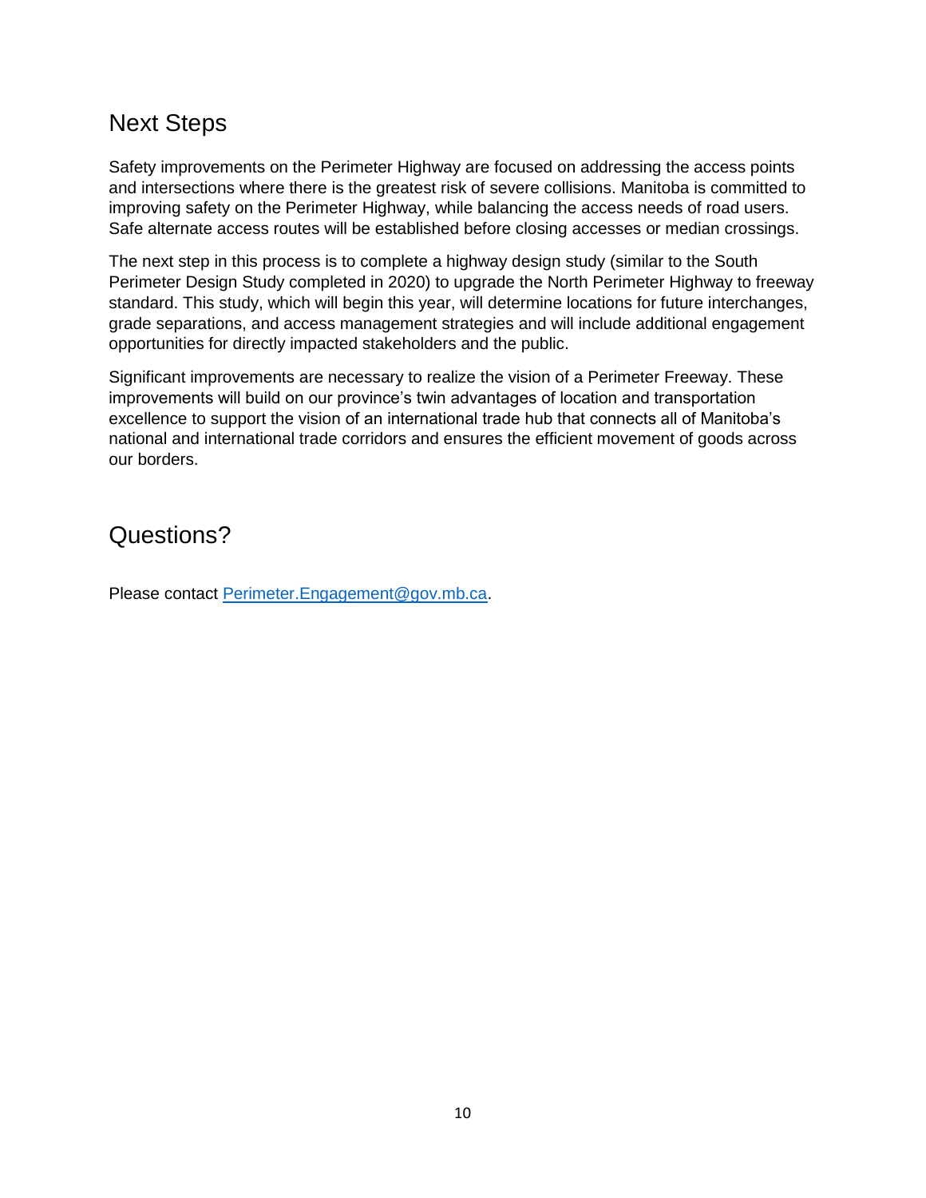## Next Steps

Safety improvements on the Perimeter Highway are focused on addressing the access points and intersections where there is the greatest risk of severe collisions. Manitoba is committed to improving safety on the Perimeter Highway, while balancing the access needs of road users. Safe alternate access routes will be established before closing accesses or median crossings.

The next step in this process is to complete a highway design study (similar to the South Perimeter Design Study completed in 2020) to upgrade the North Perimeter Highway to freeway standard. This study, which will begin this year, will determine locations for future interchanges, grade separations, and access management strategies and will include additional engagement opportunities for directly impacted stakeholders and the public.

Significant improvements are necessary to realize the vision of a Perimeter Freeway. These improvements will build on our province's twin advantages of location and transportation excellence to support the vision of an international trade hub that connects all of Manitoba's national and international trade corridors and ensures the efficient movement of goods across our borders.

## Questions?

Please contact [Perimeter.Engagement@gov.mb.ca](mailto:Perimeter.Engagement@gov.mb.ca).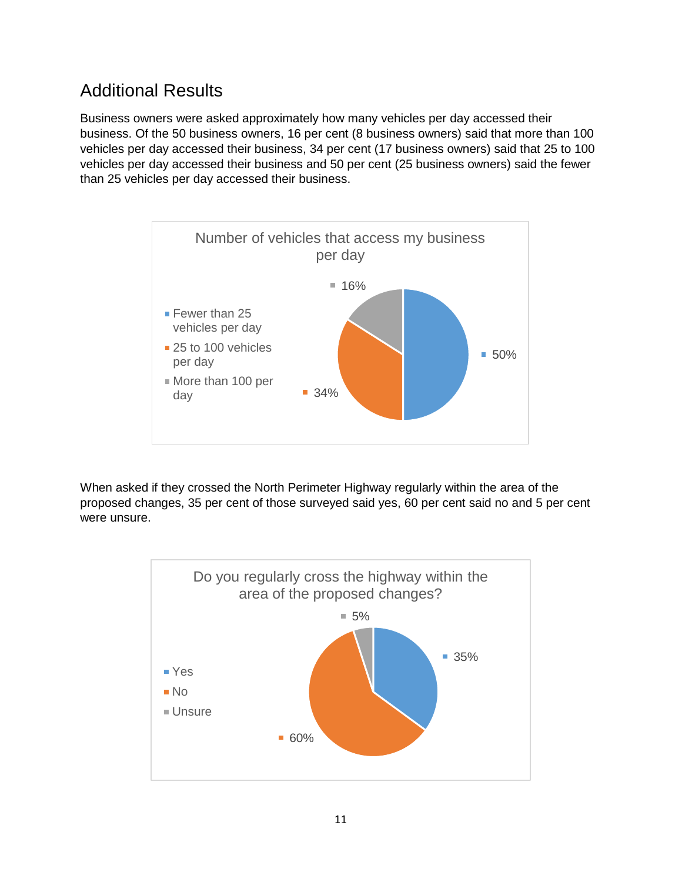## Additional Results

Business owners were asked approximately how many vehicles per day accessed their business. Of the 50 business owners, 16 per cent (8 business owners) said that more than 100 vehicles per day accessed their business, 34 per cent (17 business owners) said that 25 to 100 vehicles per day accessed their business and 50 per cent (25 business owners) said the fewer than 25 vehicles per day accessed their business.

**Number of vehicles that access my business per day**

| Response | Percentage |
| --- | --- |
| Fewer than 25 vehicles per day | 50% |
| 25 to 100 vehicles per day | 34% |
| More than 100 per day | 16% |

When asked if they crossed the North Perimeter Highway regularly within the area of the proposed changes, 35 per cent of those surveyed said yes, 60 per cent said no and 5 per cent were unsure.

**Do you regularly cross the highway within the area of the proposed changes?**

| Response | Percentage |
| --- | --- |
| Yes | 35% |
| No | 60% |
| Unsure | 5% |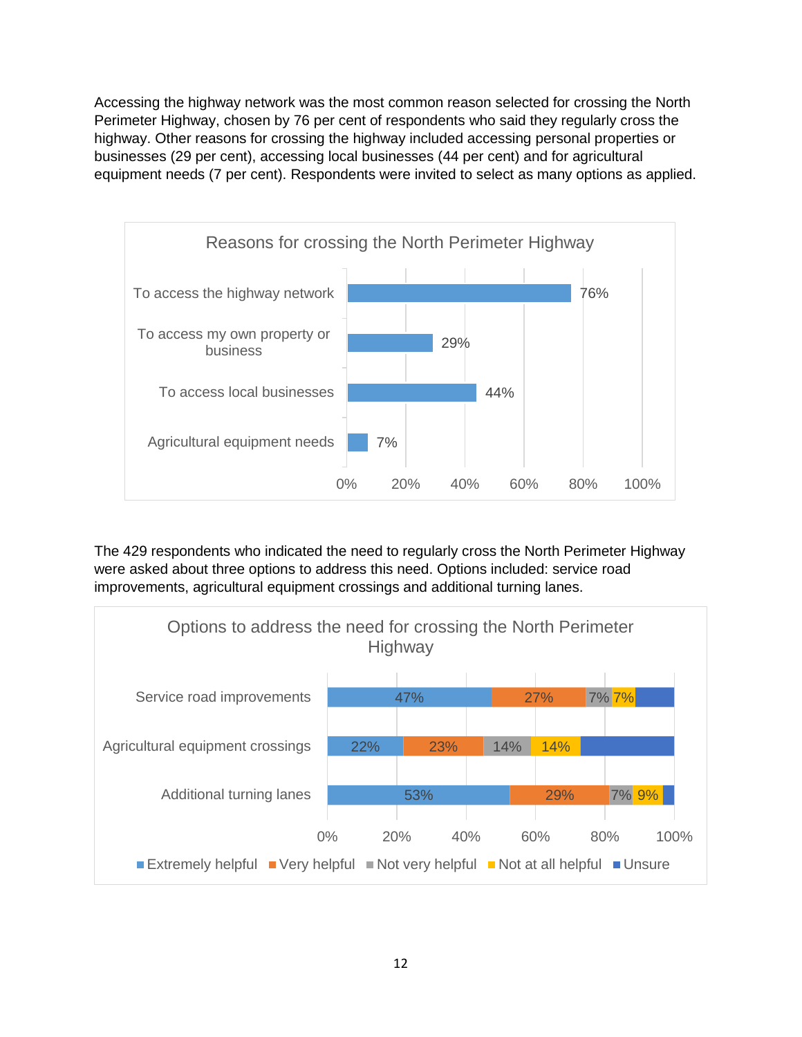Accessing the highway network was the most common reason selected for crossing the North Perimeter Highway, chosen by 76 per cent of respondents who said they regularly cross the highway. Other reasons for crossing the highway included accessing personal properties or businesses (29 per cent), accessing local businesses (44 per cent) and for agricultural equipment needs (7 per cent). Respondents were invited to select as many options as applied.

Reasons for crossing the North Perimeter Highway

To access the highway network 76%

To access my own property or business 29%

To access local businesses 44%

Agricultural equipment needs 7%

0% 20% 40% 60% 80% 100%

The 429 respondents who indicated the need to regularly cross the North Perimeter Highway were asked about three options to address this need. Options included: service road improvements, agricultural equipment crossings and additional turning lanes.

Options to address the need for crossing the North Perimeter Highway

Service road improvements 47% 27% 7% 7%

Agricultural equipment crossings 22% 23% 14% 14%

Additional turning lanes 53% 29% 7% 9%

0% 20% 40% 60% 80% 100%

Extremely helpful, Very helpful, Not very helpful, Not at all helpful, Unsure